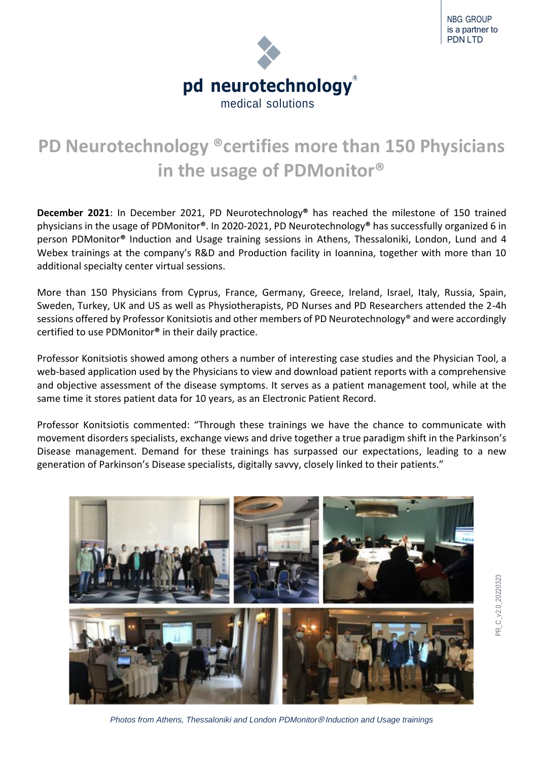NBG GROUP is a partner to PDN LTD

pd neurotechnology®
medical solutions

# PD Neurotechnology ®certifies more than 150 Physicians in the usage of PDMonitor®

**December 2021**: In December 2021, PD Neurotechnology® has reached the milestone of 150 trained physicians in the usage of PDMonitor®. In 2020-2021, PD Neurotechnology® has successfully organized 6 in person PDMonitor® Induction and Usage training sessions in Athens, Thessaloniki, London, Lund and 4 Webex trainings at the company's R&D and Production facility in Ioannina, together with more than 10 additional specialty center virtual sessions.

More than 150 Physicians from Cyprus, France, Germany, Greece, Ireland, Israel, Italy, Russia, Spain, Sweden, Turkey, UK and US as well as Physiotherapists, PD Nurses and PD Researchers attended the 2-4h sessions offered by Professor Konitsiotis and other members of PD Neurotechnology® and were accordingly certified to use PDMonitor® in their daily practice.

Professor Konitsiotis showed among others a number of interesting case studies and the Physician Tool, a web-based application used by the Physicians to view and download patient reports with a comprehensive and objective assessment of the disease symptoms. It serves as a patient management tool, while at the same time it stores patient data for 10 years, as an Electronic Patient Record.

Professor Konitsiotis commented: "Through these trainings we have the chance to communicate with movement disorders specialists, exchange views and drive together a true paradigm shift in the Parkinson's Disease management. Demand for these trainings has surpassed our expectations, leading to a new generation of Parkinson's Disease specialists, digitally savvy, closely linked to their patients."

*Photos from Athens, Thessaloniki and London PDMonitor® Induction and Usage trainings*

PR_C_v2.0_20220323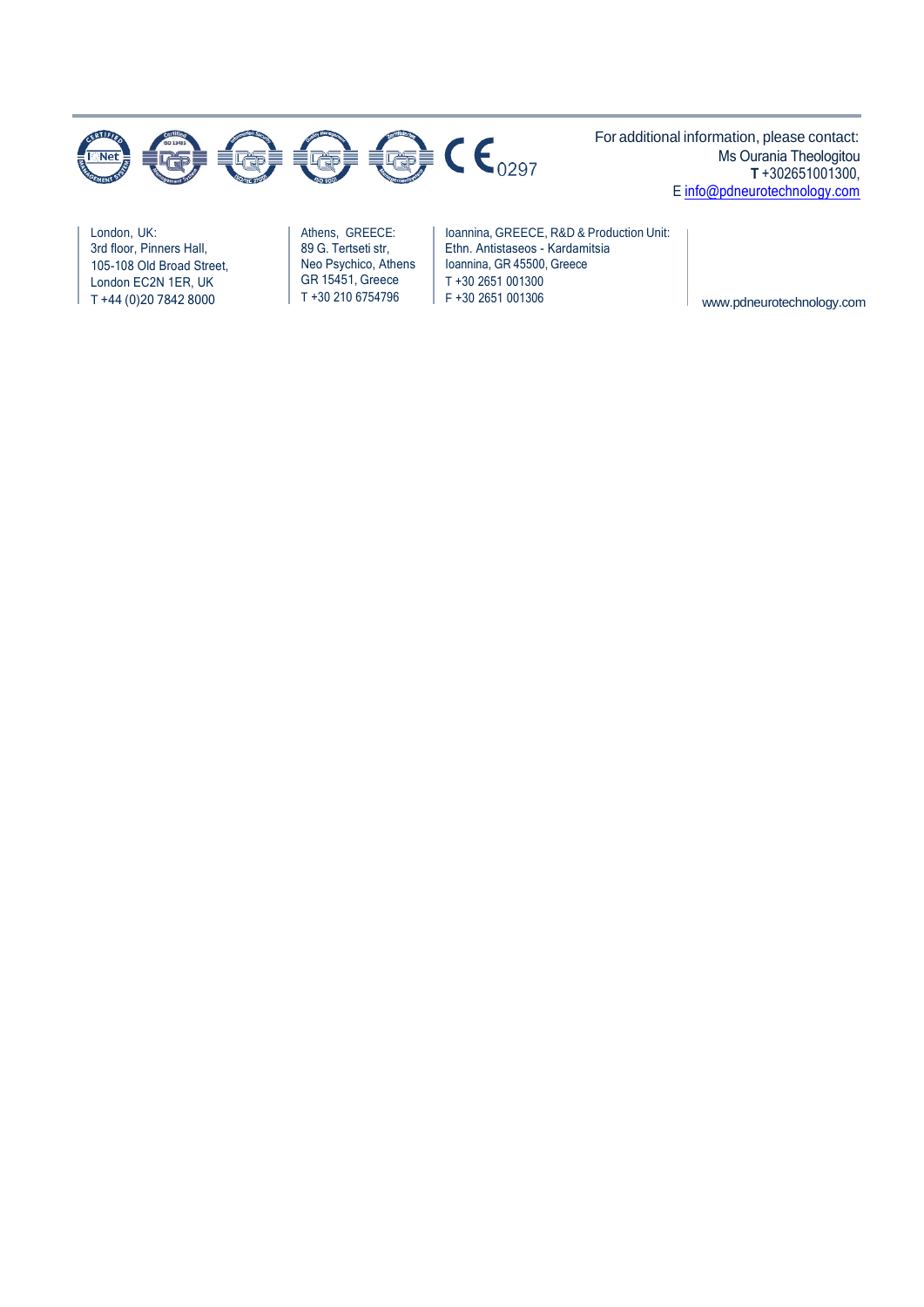CE 0297

For additional information, please contact:
Ms Ourania Theologitou
**T** +302651001300,
E info@pdneurotechnology.com

London, UK:
3rd floor, Pinners Hall,
105-108 Old Broad Street,
London EC2N 1ER, UK
T +44 (0)20 7842 8000

Athens, GREECE:
89 G. Tertseti str,
Neo Psychico, Athens
GR 15451, Greece
T +30 210 6754796

Ioannina, GREECE, R&D & Production Unit:
Ethn. Antistaseos - Kardamitsia
Ioannina, GR 45500, Greece
T +30 2651 001300
F +30 2651 001306

www.pdneurotechnology.com